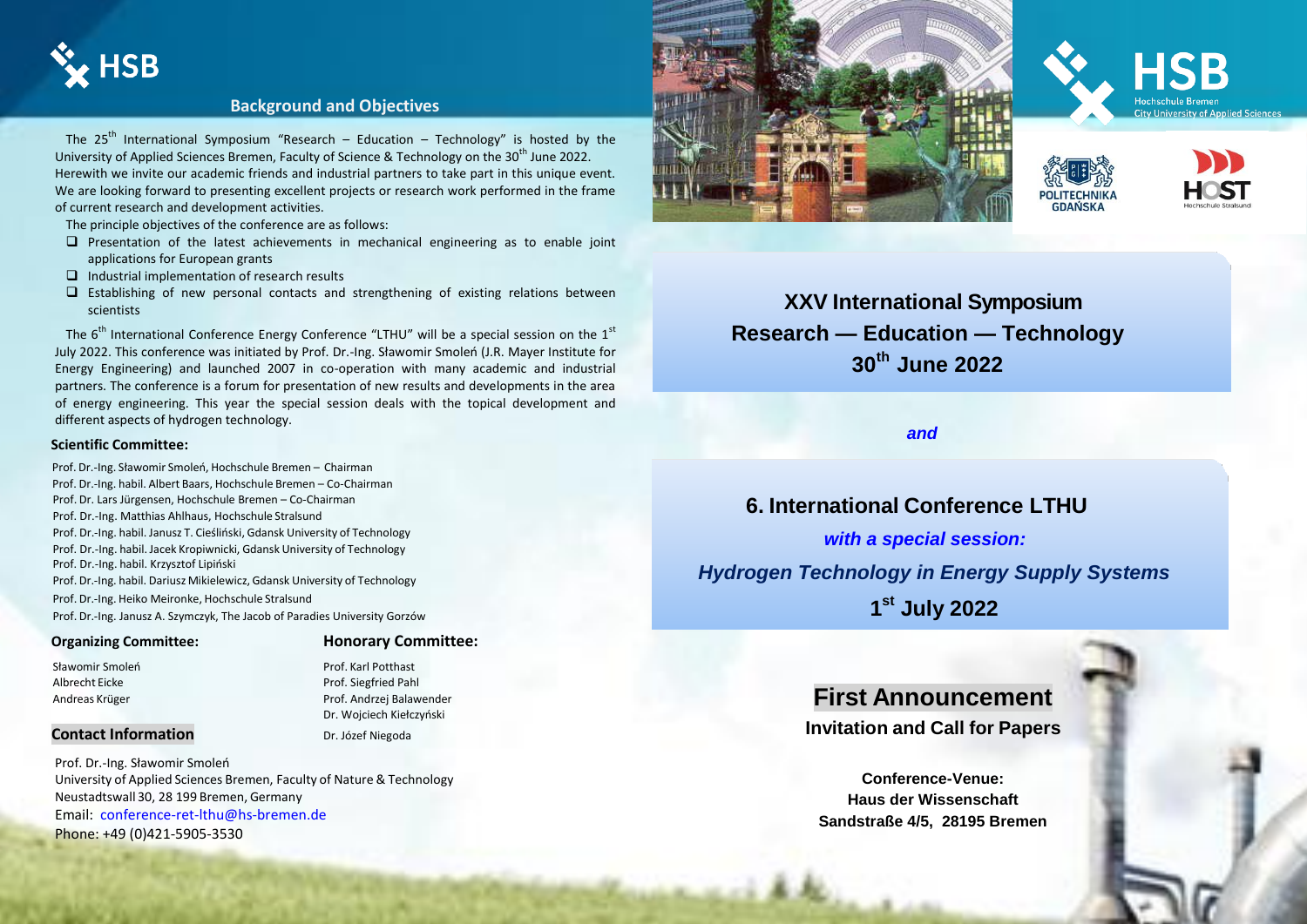## Background and Objectives

The 25th International Symposium "Research – Education – Technology" is hosted by the University of Applied Sciences Bremen, Faculty of Science & Technology on the 30th June 2022. Herewith we invite our academic friends and industrial partners to take part in this unique event. We are looking forward to presenting excellent projects or research work performed in the frame of current research and development activities.

The principle objectives of the conference are as follows:

- Presentation of the latest achievements in mechanical engineering as to enable joint applications for European grants
- Industrial implementation of research results
- Establishing of new personal contacts and strengthening of existing relations between scientists

The 6th International Conference Energy Conference "LTHU" will be a special session on the 1st July 2022. This conference was initiated by Prof. Dr.-Ing. Sławomir Smoleń (J.R. Mayer Institute for Energy Engineering) and launched 2007 in co-operation with many academic and industrial partners. The conference is a forum for presentation of new results and developments in the area of energy engineering. This year the special session deals with the topical development and different aspects of hydrogen technology.

### Scientific Committee:

Prof. Dr.-Ing. Sławomir Smoleń, Hochschule Bremen – Chairman
Prof. Dr.-Ing. habil. Albert Baars, Hochschule Bremen – Co-Chairman
Prof. Dr. Lars Jürgensen, Hochschule Bremen – Co-Chairman
Prof. Dr.-Ing. Matthias Ahlhaus, Hochschule Stralsund
Prof. Dr.-Ing. habil. Janusz T. Cieśliński, Gdansk University of Technology
Prof. Dr.-Ing. habil. Jacek Kropiwnicki, Gdansk University of Technology
Prof. Dr.-Ing. habil. Krzysztof Lipiński
Prof. Dr.-Ing. habil. Dariusz Mikielewicz, Gdansk University of Technology
Prof. Dr.-Ing. Heiko Meironke, Hochschule Stralsund
Prof. Dr.-Ing. Janusz A. Szymczyk, The Jacob of Paradies University Gorzów

### Organizing Committee:

Sławomir Smoleń
Albrecht Eicke
Andreas Krüger

### Honorary Committee:

Prof. Karl Potthast
Prof. Siegfried Pahl
Prof. Andrzej Balawender
Dr. Wojciech Kiełczyński
Dr. Józef Niegoda

### Contact Information

Prof. Dr.-Ing. Sławomir Smoleń
University of Applied Sciences Bremen, Faculty of Nature & Technology
Neustadtswall 30, 28 199 Bremen, Germany
Email: conference-ret-lthu@hs-bremen.de
Phone: +49 (0)421-5905-3530

HSB Hochschule Bremen City University of Applied Sciences
POLITECHNIKA GDAŃSKA
HOST Hochschule Stralsund

# XXV International Symposium
# Research — Education — Technology
# 30th June 2022

***and***

# 6. International Conference LTHU

***with a special session:***

***Hydrogen Technology in Energy Supply Systems***

## 1st July 2022

# First Announcement

**Invitation and Call for Papers**

**Conference-Venue:**
**Haus der Wissenschaft**
**Sandstraße 4/5, 28195 Bremen**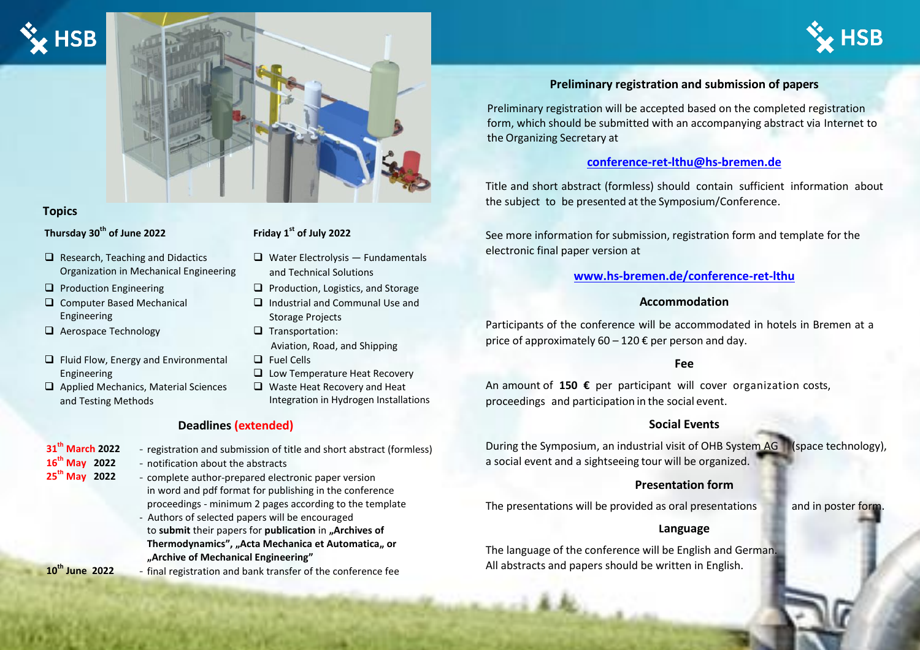## Topics

### Thursday 30th of June 2022

- Research, Teaching and Didactics Organization in Mechanical Engineering
- Production Engineering
- Computer Based Mechanical Engineering
- Aerospace Technology
- Fluid Flow, Energy and Environmental Engineering
- Applied Mechanics, Material Sciences and Testing Methods

### Friday 1st of July 2022

- Water Electrolysis — Fundamentals and Technical Solutions
- Production, Logistics, and Storage
- Industrial and Communal Use and Storage Projects
- Transportation: Aviation, Road, and Shipping
- Fuel Cells
- Low Temperature Heat Recovery
- Waste Heat Recovery and Heat Integration in Hydrogen Installations

## Deadlines (extended)

**31th March 2022** - registration and submission of title and short abstract (formless)

**16th May 2022** - notification about the abstracts

**25th May 2022** - complete author-prepared electronic paper version in word and pdf format for publishing in the conference proceedings - minimum 2 pages according to the template
- Authors of selected papers will be encouraged to **submit** their papers for **publication** in **„Archives of Thermodynamics", „Acta Mechanica et Automatica„ or „Archive of Mechanical Engineering"**

**10th June 2022** - final registration and bank transfer of the conference fee

## Preliminary registration and submission of papers

Preliminary registration will be accepted based on the completed registration form, which should be submitted with an accompanying abstract via Internet to the Organizing Secretary at

conference-ret-lthu@hs-bremen.de

Title and short abstract (formless) should contain sufficient information about the subject to be presented at the Symposium/Conference.

See more information for submission, registration form and template for the electronic final paper version at

www.hs-bremen.de/conference-ret-lthu

## Accommodation

Participants of the conference will be accommodated in hotels in Bremen at a price of approximately 60 – 120 € per person and day.

## Fee

An amount of **150 €** per participant will cover organization costs, proceedings and participation in the social event.

## Social Events

During the Symposium, an industrial visit of OHB System AG (space technology), a social event and a sightseeing tour will be organized.

## Presentation form

The presentations will be provided as oral presentations and in poster form.

## Language

The language of the conference will be English and German.
All abstracts and papers should be written in English.